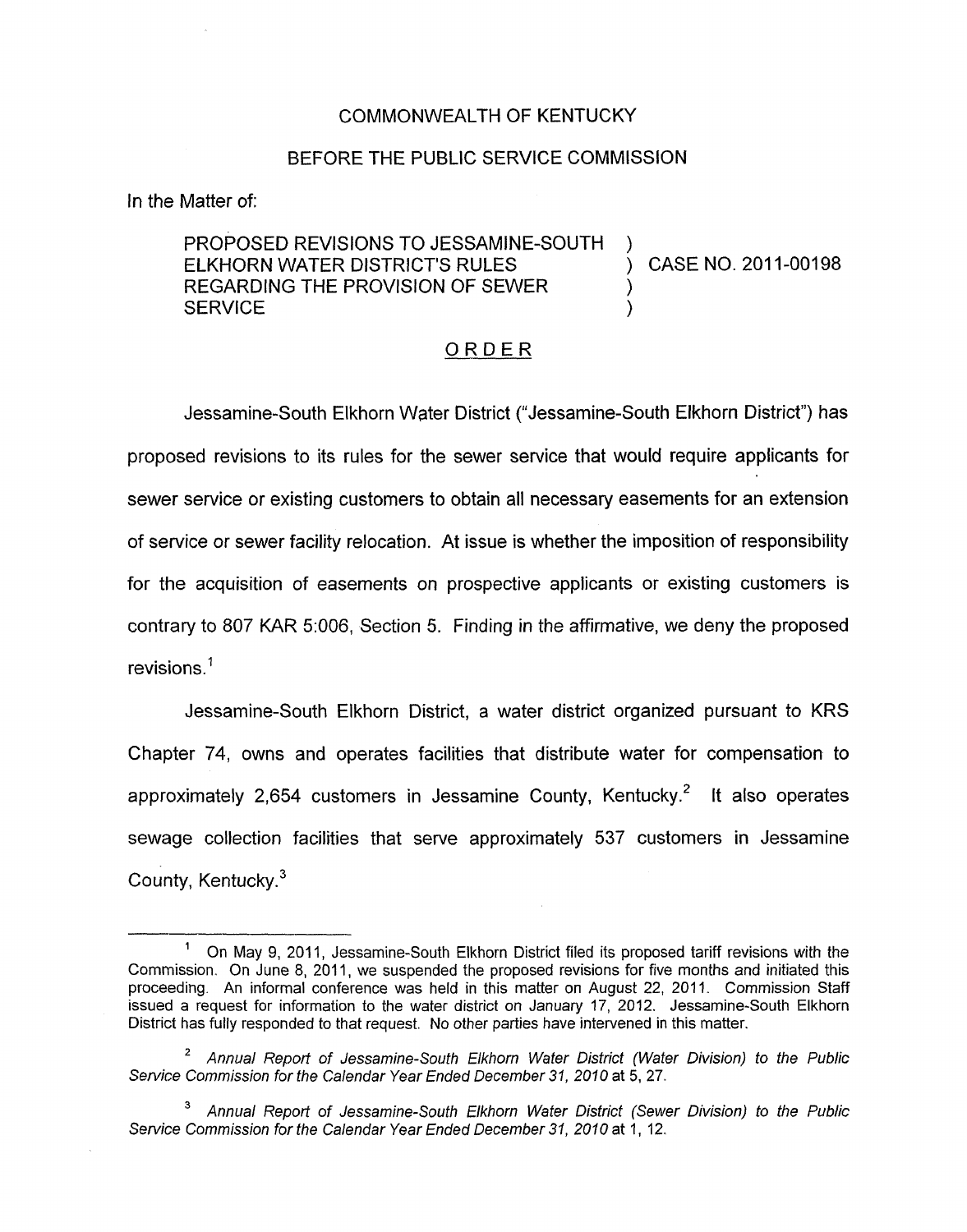COMMONWEALTH OF KENTUCKY

BEFORE THE PUBLIC SERVICE COMMISSION

In the Matter of:

| | | |
|---|---|---|
| PROPOSED REVISIONS TO JESSAMINE-SOUTH ELKHORN WATER DISTRICT'S RULES REGARDING THE PROVISION OF SEWER SERVICE | ) ) ) ) | CASE NO. 2011-00198 |

## ORDER

Jessamine-South Elkhorn Water District ("Jessamine-South Elkhorn District") has proposed revisions to its rules for the sewer service that would require applicants for sewer service or existing customers to obtain all necessary easements for an extension of service or sewer facility relocation. At issue is whether the imposition of responsibility for the acquisition of easements on prospective applicants or existing customers is contrary to 807 KAR 5:006, Section 5. Finding in the affirmative, we deny the proposed revisions.[1]

Jessamine-South Elkhorn District, a water district organized pursuant to KRS Chapter 74, owns and operates facilities that distribute water for compensation to approximately 2,654 customers in Jessamine County, Kentucky.[2] It also operates sewage collection facilities that serve approximately 537 customers in Jessamine County, Kentucky.[3]

---

[1] On May 9, 2011, Jessamine-South Elkhorn District filed its proposed tariff revisions with the Commission. On June 8, 2011, we suspended the proposed revisions for five months and initiated this proceeding. An informal conference was held in this matter on August 22, 2011. Commission Staff issued a request for information to the water district on January 17, 2012. Jessamine-South Elkhorn District has fully responded to that request. No other parties have intervened in this matter.

[2] *Annual Report of Jessamine-South Elkhorn Water District (Water Division) to the Public Service Commission for the Calendar Year Ended December 31, 2010* at 5, 27.

[3] *Annual Report of Jessamine-South Elkhorn Water District (Sewer Division) to the Public Service Commission for the Calendar Year Ended December 31, 2010* at 1, 12.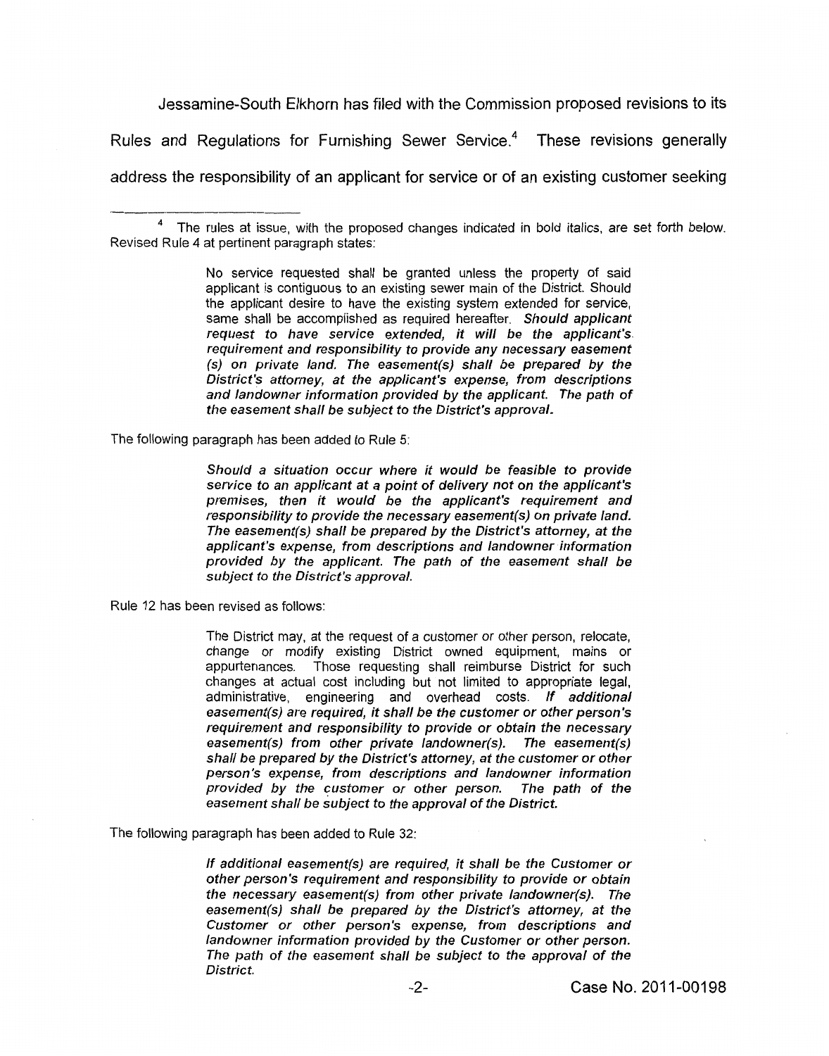Jessamine-South Elkhorn has filed with the Commission proposed revisions to its Rules and Regulations for Furnishing Sewer Service.[4] These revisions generally address the responsibility of an applicant for service or of an existing customer seeking

---

[4] The rules at issue, with the proposed changes indicated in bold italics, are set forth below. Revised Rule 4 at pertinent paragraph states:

> No service requested shall be granted unless the property of said applicant is contiguous to an existing sewer main of the District. Should the applicant desire to have the existing system extended for service, same shall be accomplished as required hereafter. ***Should applicant request to have service extended, it will be the applicant's requirement and responsibility to provide any necessary easement (s) on private land. The easement(s) shall be prepared by the District's attorney, at the applicant's expense, from descriptions and landowner information provided by the applicant. The path of the easement shall be subject to the District's approval.***

The following paragraph has been added to Rule 5:

> ***Should a situation occur where it would be feasible to provide service to an applicant at a point of delivery not on the applicant's premises, then it would be the applicant's requirement and responsibility to provide the necessary easement(s) on private land. The easement(s) shall be prepared by the District's attorney, at the applicant's expense, from descriptions and landowner information provided by the applicant. The path of the easement shall be subject to the District's approval.***

Rule 12 has been revised as follows:

> The District may, at the request of a customer or other person, relocate, change or modify existing District owned equipment, mains or appurtenances. Those requesting shall reimburse District for such changes at actual cost including but not limited to appropriate legal, administrative, engineering and overhead costs. ***If additional easement(s) are required, it shall be the customer or other person's requirement and responsibility to provide or obtain the necessary easement(s) from other private landowner(s). The easement(s) shall be prepared by the District's attorney, at the customer or other person's expense, from descriptions and landowner information provided by the customer or other person. The path of the easement shall be subject to the approval of the District.***

The following paragraph has been added to Rule 32:

> ***If additional easement(s) are required, it shall be the Customer or other person's requirement and responsibility to provide or obtain the necessary easement(s) from other private landowner(s). The easement(s) shall be prepared by the District's attorney, at the Customer or other person's expense, from descriptions and landowner information provided by the Customer or other person. The path of the easement shall be subject to the approval of the District.***

Case No. 2011-00198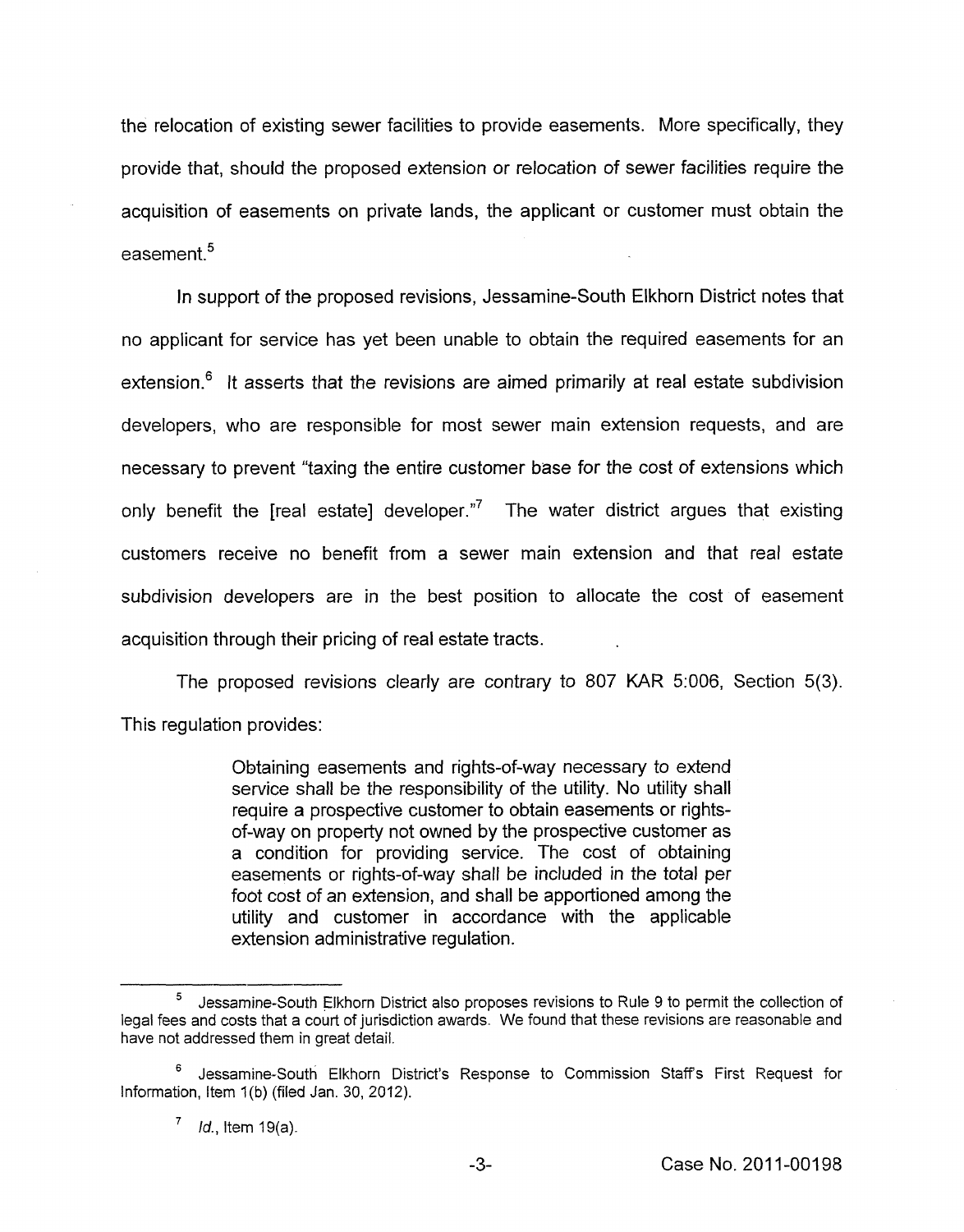the relocation of existing sewer facilities to provide easements. More specifically, they provide that, should the proposed extension or relocation of sewer facilities require the acquisition of easements on private lands, the applicant or customer must obtain the easement.[5]

In support of the proposed revisions, Jessamine-South Elkhorn District notes that no applicant for service has yet been unable to obtain the required easements for an extension.[6] It asserts that the revisions are aimed primarily at real estate subdivision developers, who are responsible for most sewer main extension requests, and are necessary to prevent "taxing the entire customer base for the cost of extensions which only benefit the [real estate] developer."[7] The water district argues that existing customers receive no benefit from a sewer main extension and that real estate subdivision developers are in the best position to allocate the cost of easement acquisition through their pricing of real estate tracts.

The proposed revisions clearly are contrary to 807 KAR 5:006, Section 5(3). This regulation provides:

> Obtaining easements and rights-of-way necessary to extend service shall be the responsibility of the utility. No utility shall require a prospective customer to obtain easements or rights-of-way on property not owned by the prospective customer as a condition for providing service. The cost of obtaining easements or rights-of-way shall be included in the total per foot cost of an extension, and shall be apportioned among the utility and customer in accordance with the applicable extension administrative regulation.

---

[5] Jessamine-South Elkhorn District also proposes revisions to Rule 9 to permit the collection of legal fees and costs that a court of jurisdiction awards. We found that these revisions are reasonable and have not addressed them in great detail.

[6] Jessamine-South Elkhorn District's Response to Commission Staff's First Request for Information, Item 1(b) (filed Jan. 30, 2012).

[7] *Id.*, Item 19(a).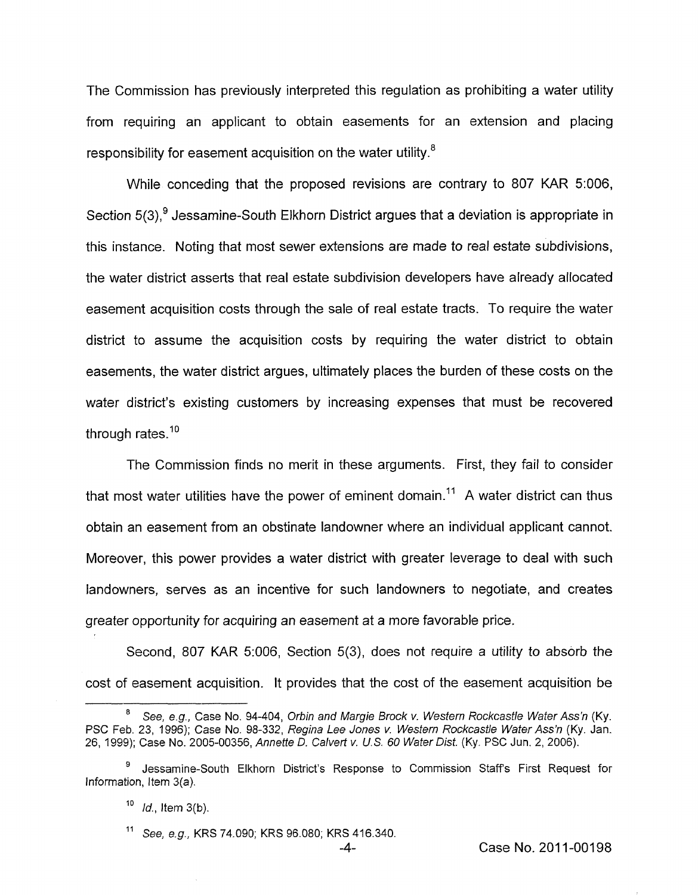The Commission has previously interpreted this regulation as prohibiting a water utility from requiring an applicant to obtain easements for an extension and placing responsibility for easement acquisition on the water utility.[8]

While conceding that the proposed revisions are contrary to 807 KAR 5:006, Section 5(3),[9] Jessamine-South Elkhorn District argues that a deviation is appropriate in this instance. Noting that most sewer extensions are made to real estate subdivisions, the water district asserts that real estate subdivision developers have already allocated easement acquisition costs through the sale of real estate tracts. To require the water district to assume the acquisition costs by requiring the water district to obtain easements, the water district argues, ultimately places the burden of these costs on the water district's existing customers by increasing expenses that must be recovered through rates.[10]

The Commission finds no merit in these arguments. First, they fail to consider that most water utilities have the power of eminent domain.[11] A water district can thus obtain an easement from an obstinate landowner where an individual applicant cannot. Moreover, this power provides a water district with greater leverage to deal with such landowners, serves as an incentive for such landowners to negotiate, and creates greater opportunity for acquiring an easement at a more favorable price.

Second, 807 KAR 5:006, Section 5(3), does not require a utility to absorb the cost of easement acquisition. It provides that the cost of the easement acquisition be

---

[8] *See, e.g.,* Case No. 94-404, *Orbin and Margie Brock v. Western Rockcastle Water Ass'n* (Ky. PSC Feb. 23, 1996); Case No. 98-332, *Regina Lee Jones v. Western Rockcastle Water Ass'n* (Ky. Jan. 26, 1999); Case No. 2005-00356, *Annette D. Calvert v. U.S. 60 Water Dist.* (Ky. PSC Jun. 2, 2006).

[9] Jessamine-South Elkhorn District's Response to Commission Staff's First Request for Information, Item 3(a).

[10] *Id.*, Item 3(b).

[11] *See, e.g.,* KRS 74.090; KRS 96.080; KRS 416.340.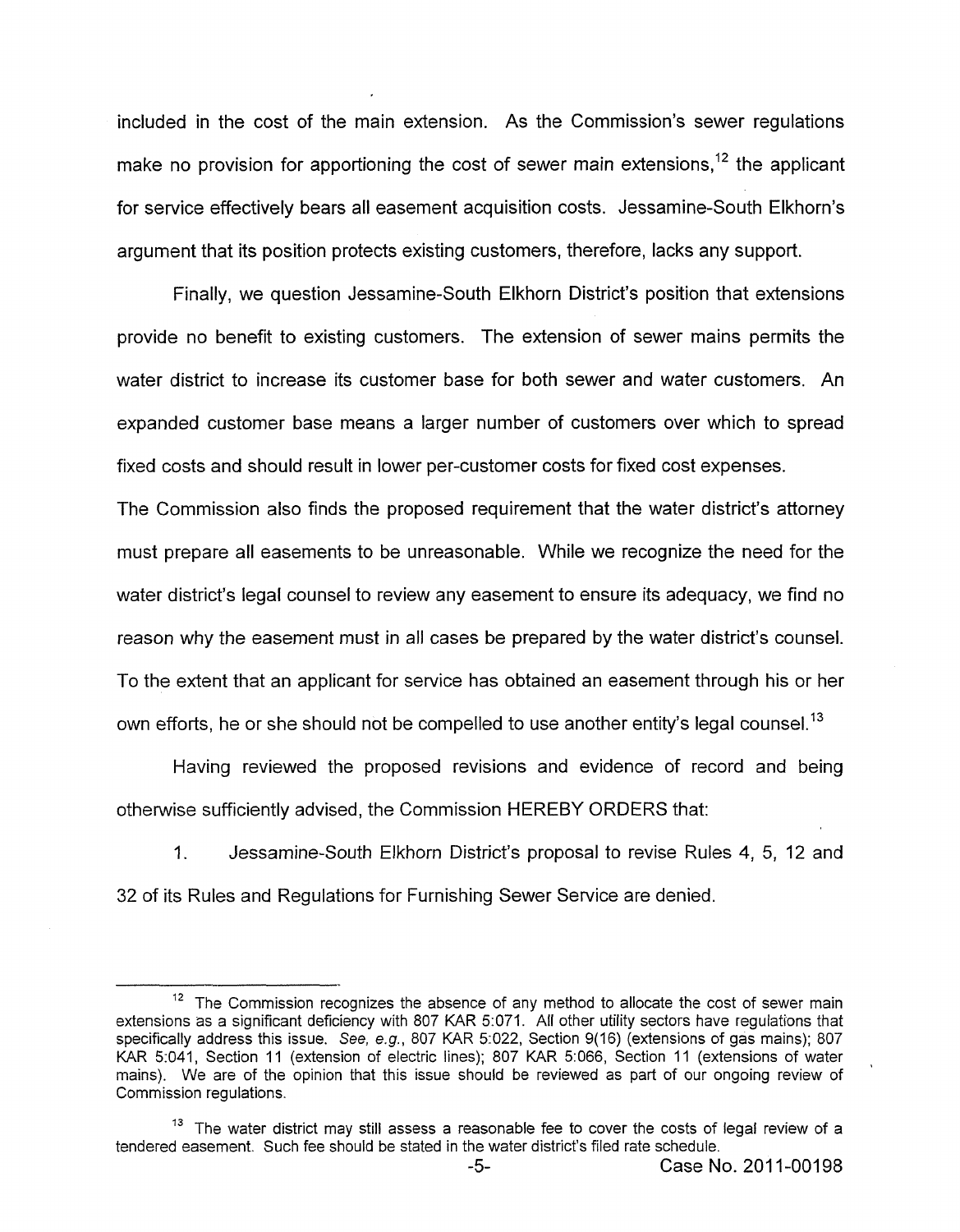included in the cost of the main extension. As the Commission's sewer regulations make no provision for apportioning the cost of sewer main extensions,[12] the applicant for service effectively bears all easement acquisition costs. Jessamine-South Elkhorn's argument that its position protects existing customers, therefore, lacks any support.

Finally, we question Jessamine-South Elkhorn District's position that extensions provide no benefit to existing customers. The extension of sewer mains permits the water district to increase its customer base for both sewer and water customers. An expanded customer base means a larger number of customers over which to spread fixed costs and should result in lower per-customer costs for fixed cost expenses.

The Commission also finds the proposed requirement that the water district's attorney must prepare all easements to be unreasonable. While we recognize the need for the water district's legal counsel to review any easement to ensure its adequacy, we find no reason why the easement must in all cases be prepared by the water district's counsel. To the extent that an applicant for service has obtained an easement through his or her own efforts, he or she should not be compelled to use another entity's legal counsel.[13]

Having reviewed the proposed revisions and evidence of record and being otherwise sufficiently advised, the Commission HEREBY ORDERS that:

1. Jessamine-South Elkhorn District's proposal to revise Rules 4, 5, 12 and 32 of its Rules and Regulations for Furnishing Sewer Service are denied.

---

[12] The Commission recognizes the absence of any method to allocate the cost of sewer main extensions as a significant deficiency with 807 KAR 5:071. All other utility sectors have regulations that specifically address this issue. *See, e.g.*, 807 KAR 5:022, Section 9(16) (extensions of gas mains); 807 KAR 5:041, Section 11 (extension of electric lines); 807 KAR 5:066, Section 11 (extensions of water mains). We are of the opinion that this issue should be reviewed as part of our ongoing review of Commission regulations.

[13] The water district may still assess a reasonable fee to cover the costs of legal review of a tendered easement. Such fee should be stated in the water district's filed rate schedule.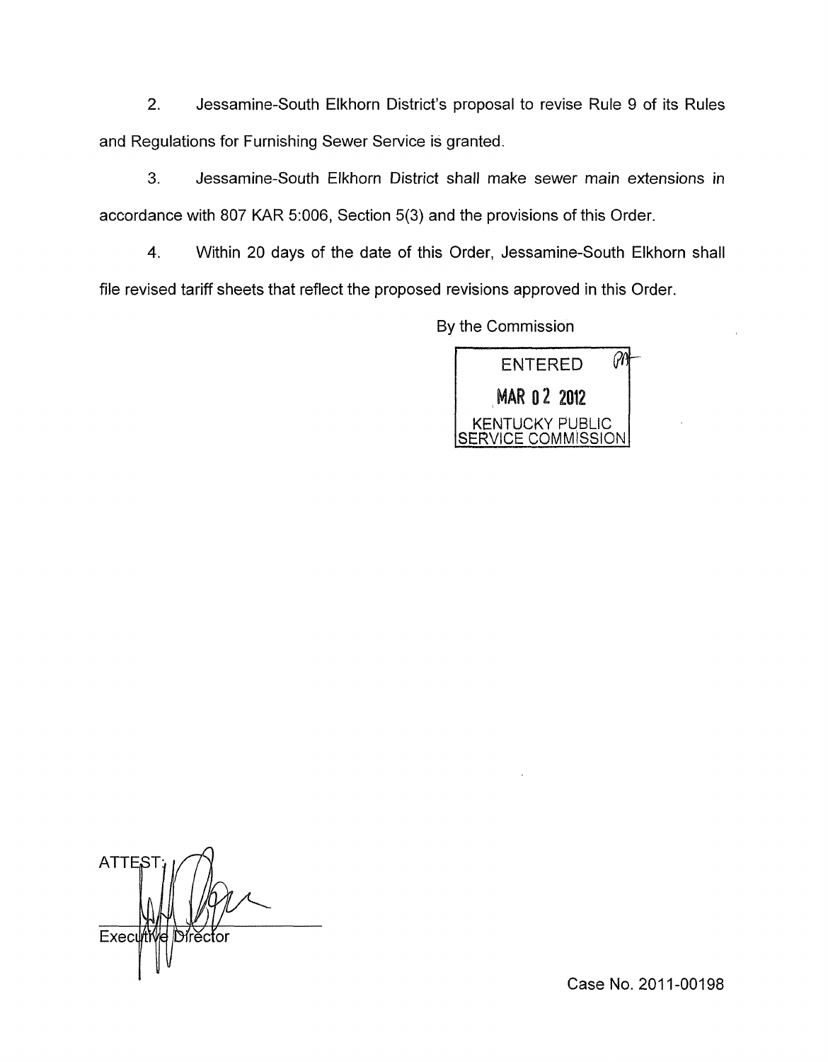2. Jessamine-South Elkhorn District's proposal to revise Rule 9 of its Rules and Regulations for Furnishing Sewer Service is granted.

3. Jessamine-South Elkhorn District shall make sewer main extensions in accordance with 807 KAR 5:006, Section 5(3) and the provisions of this Order.

4. Within 20 days of the date of this Order, Jessamine-South Elkhorn shall file revised tariff sheets that reflect the proposed revisions approved in this Order.

By the Commission

ENTERED

MAR 02 2012

KENTUCKY PUBLIC SERVICE COMMISSION

ATTEST:

Executive Director

Case No. 2011-00198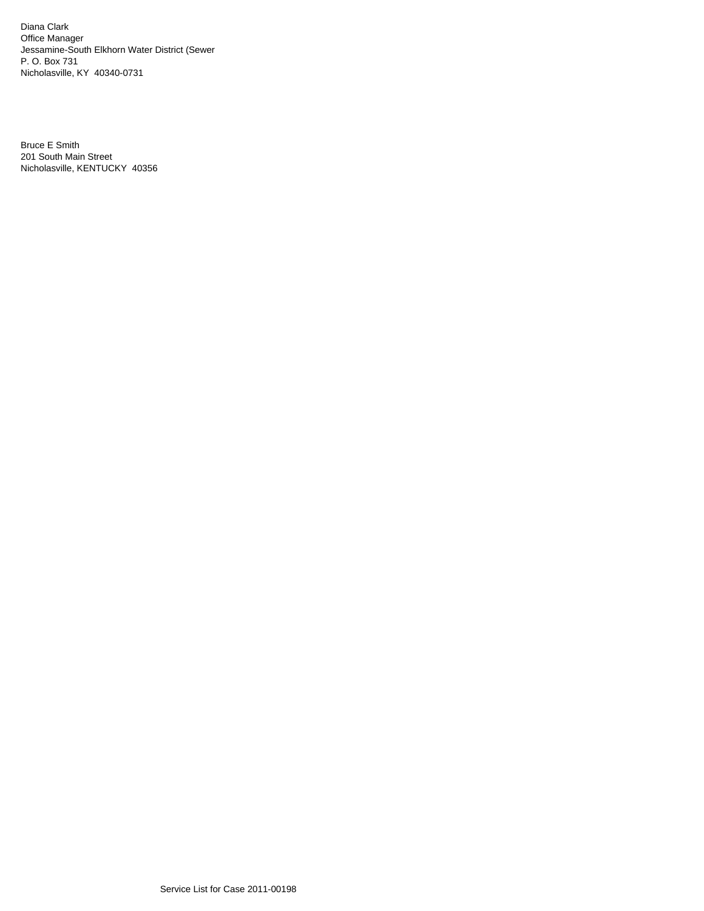Diana Clark
Office Manager
Jessamine-South Elkhorn Water District (Sewer
P. O. Box 731
Nicholasville, KY 40340-0731

Bruce E Smith
201 South Main Street
Nicholasville, KENTUCKY 40356

Service List for Case 2011-00198